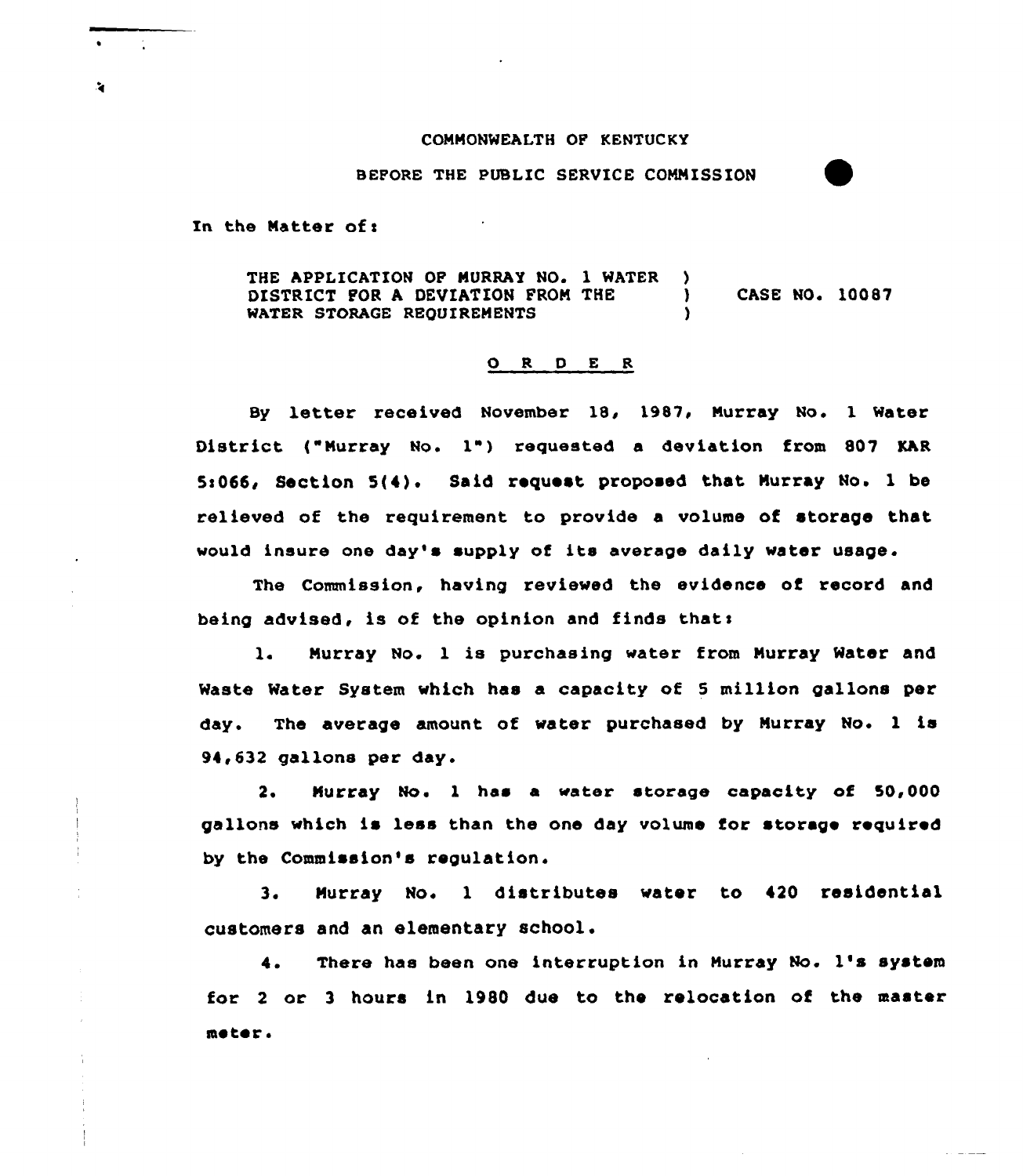COMMONWEALTH OF KENTUCKY

BEFORE THE PUBLIC SERVICE COMMISSION

In the Matter of:

THE APPLICATION OF MURRAY NO. 1 WATER DISTRICT FOR A DEVIATION FROM THE WATER STORAGE REQUIREMENTS ) CASE NO. 10087

## O R D E R

By letter received November 18, 1987, Murray No. 1 Water District ("Murray No. 1") requested a deviation from 807 KAR 5:066, Section 5(4). Said request proposed that Murray No. 1 be relieved of the requirement to provide a volume of storage that would insure one day's supply of its average daily water usage.

The Commission, having reviewed the evidence of record and being advised, is of the opinion and finds that:

1. Murray No. 1 is purchasing water from Murray Water and Waste Water System which has a capacity of 5 million gallons per day. The average amount of water purchased by Murray No. 1 is 94,632 gallons per day.

2. Murray No. 1 has a water storage capacity of 50,000 gallons which is less than the one day volume for storage required by the Commission's regulation.

3. Murray No. 1 distributes water to 420 residential customers and an elementary school.

4. There has been one interruption in Murray No. 1's system for 2 or 3 hours in 1980 due to the relocation of the master meter.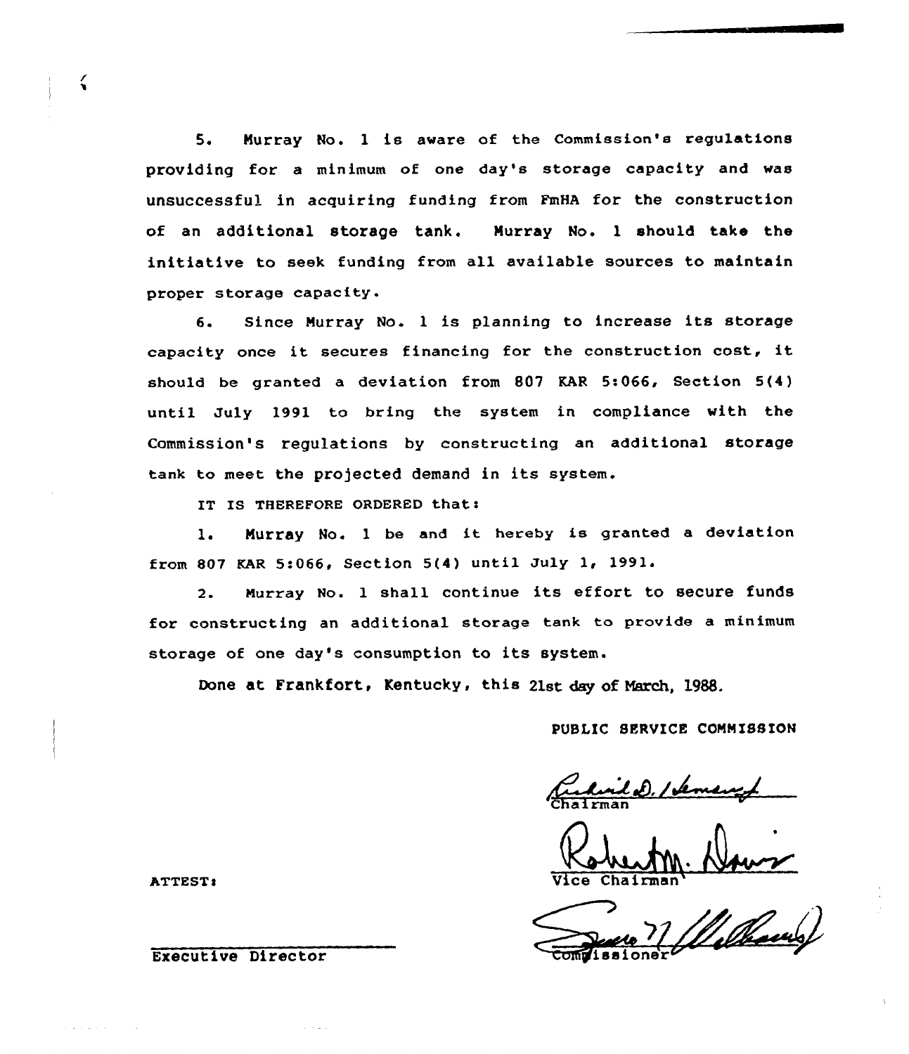5. Murray No. 1 is aware of the Commission's regulations providing for a minimum of one day's storage capacity and was unsuccessful in acquiring funding from FmHA for the construction of an additional storage tank. Murray No. 1 should take the initiative to seek funding from all available sources to maintain proper storage capacity.

6. Since Murray No. 1 is planning to increase its storage capacity once it secures financing for the construction cost, it should be granted a deviation from 807 KAR 5:066, Section 5(4) until July 1991 to bring the system in compliance with the Commission's regulations by constructing an additional storage tank to meet the projected demand in its system.

IT IS THEREFORE ORDERED that:

1. Murray No. 1 be and it hereby is granted a deviation from 807 KAR 5:066, Section 5(4) until July 1, 1991.

2. Murray No. 1 shall continue its effort to secure funds for constructing an additional storage tank to provide a minimum storage of one day's consumption to its system.

Done at Frankfort, Kentucky, this 21st day of March, 1988.

PUBLIC SERVICE COMMISSION

Chairman

Vice Chairman

Commissioner

ATTEST:

Executive Director